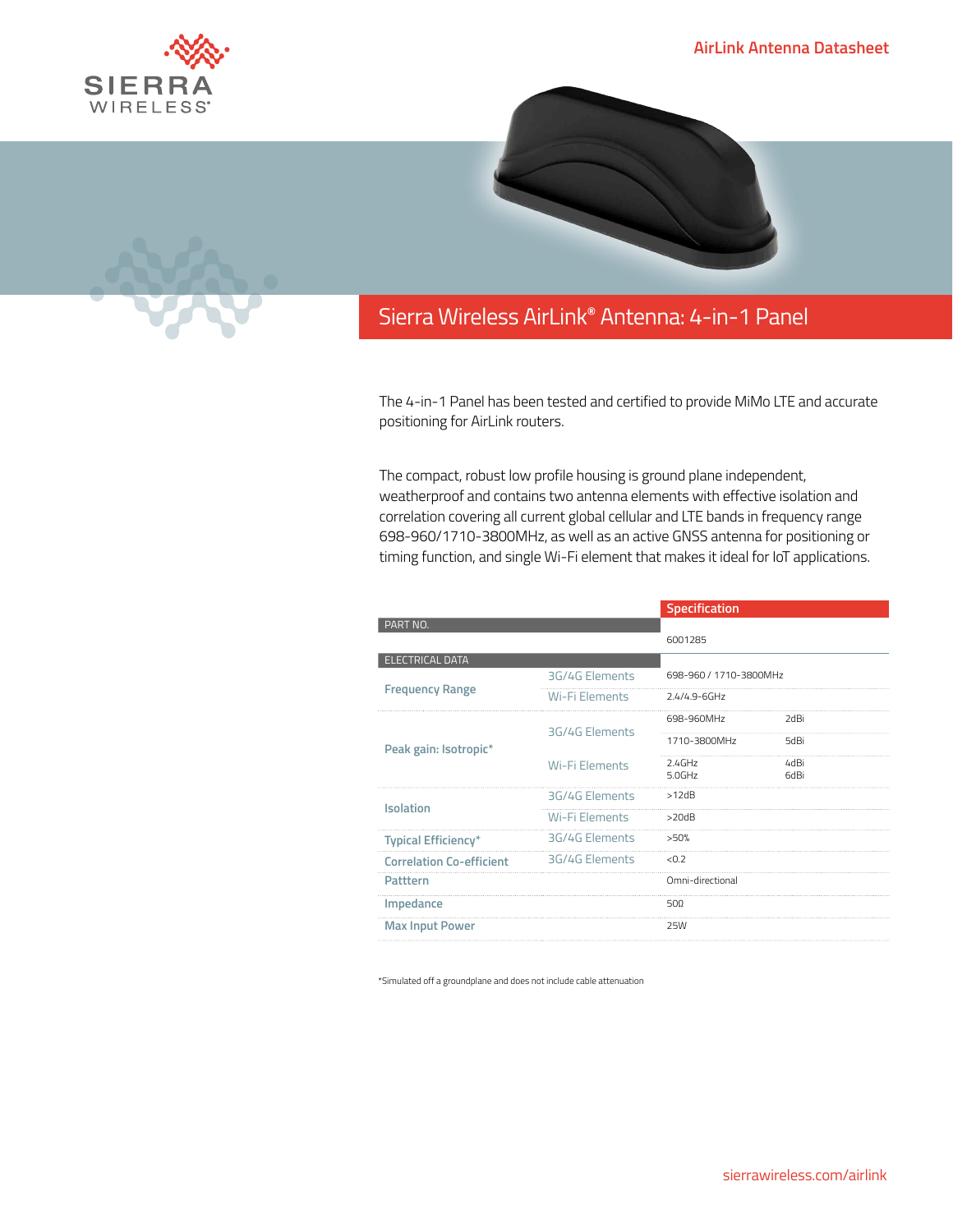AirLink Antenna Datasheet

# Sierra Wireless AirLink® Antenna: 4-in-1 Panel

The 4-in-1 Panel has been tested and certified to provide MiMo LTE and accurate positioning for AirLink routers.

The compact, robust low profile housing is ground plane independent, weatherproof and contains two antenna elements with effective isolation and correlation covering all current global cellular and LTE bands in frequency range 698-960/1710-3800MHz, as well as an active GNSS antenna for positioning or timing function, and single Wi-Fi element that makes it ideal for IoT applications.

| | | Specification | |
|---|---|---|---|
| **PART NO.** | | 6001285 | |
| **ELECTRICAL DATA** | | | |
| Frequency Range | 3G/4G Elements | 698-960 / 1710-3800MHz | |
| | Wi-Fi Elements | 2.4/4.9-6GHz | |
| Peak gain: Isotropic* | 3G/4G Elements | 698-960MHz | 2dBi |
| | | 1710-3800MHz | 5dBi |
| | Wi-Fi Elements | 2.4GHz<br>5.0GHz | 4dBi<br>6dBi |
| Isolation | 3G/4G Elements | >12dB | |
| | Wi-Fi Elements | >20dB | |
| Typical Efficiency* | 3G/4G Elements | >50% | |
| Correlation Co-efficient | 3G/4G Elements | <0.2 | |
| Patttern | | Omni-directional | |
| Impedance | | 50Ω | |
| Max Input Power | | 25W | |

*Simulated off a groundplane and does not include cable attenuation

sierrawireless.com/airlink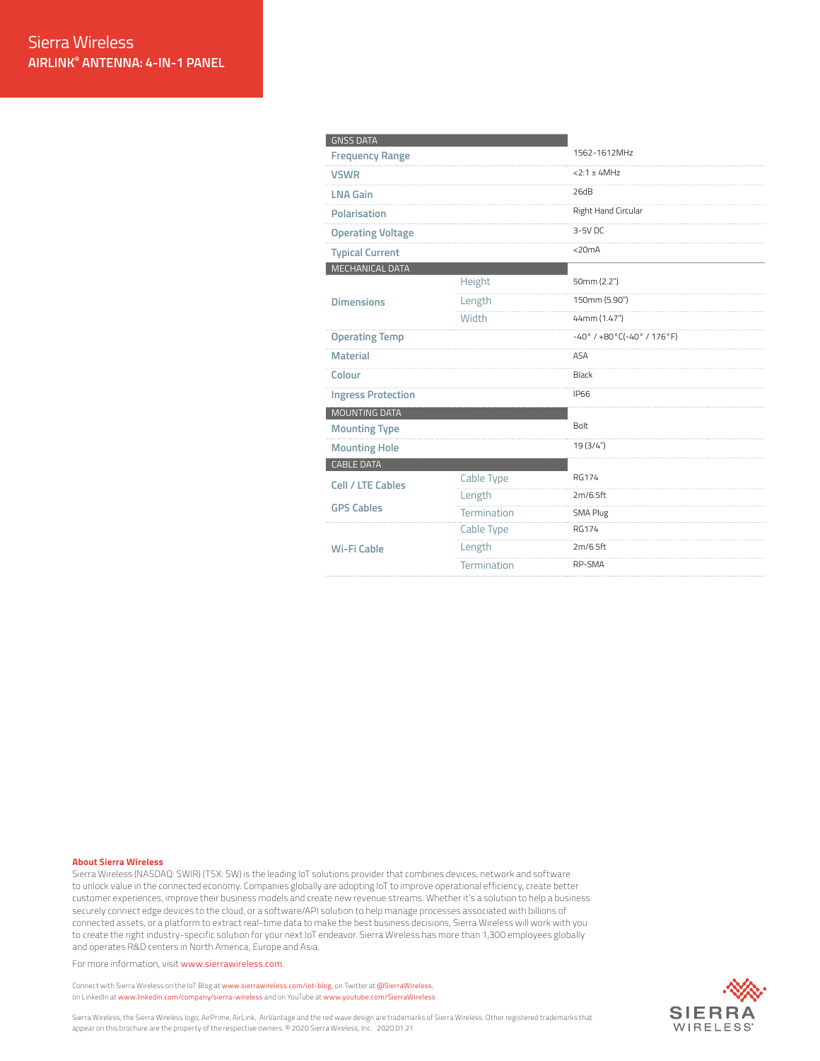# Sierra Wireless
## AIRLINK® ANTENNA: 4-IN-1 PANEL

| | | |
|---|---|---|
| **GNSS DATA** | | |
| Frequency Range | | 1562-1612MHz |
| VSWR | | <2:1 ± 4MHz |
| LNA Gain | | 26dB |
| Polarisation | | Right Hand Circular |
| Operating Voltage | | 3-5V DC |
| Typical Current | | <20mA |
| **MECHANICAL DATA** | | |
| Dimensions | Height | 50mm (2.2") |
| | Length | 150mm (5.90") |
| | Width | 44mm (1.47") |
| Operating Temp | | -40° / +80°C(-40° / 176°F) |
| Material | | ASA |
| Colour | | Black |
| Ingress Protection | | IP66 |
| **MOUNTING DATA** | | |
| Mounting Type | | Bolt |
| Mounting Hole | | 19 (3/4") |
| **CABLE DATA** | | |
| Cell / LTE Cables | Cable Type | RG174 |
| GPS Cables | Length | 2m/6.5ft |
| | Termination | SMA Plug |
| Wi-Fi Cable | Cable Type | RG174 |
| | Length | 2m/6.5ft |
| | Termination | RP-SMA |

**About Sierra Wireless**

Sierra Wireless (NASDAQ: SWIR) (TSX: SW) is the leading IoT solutions provider that combines devices, network and software to unlock value in the connected economy. Companies globally are adopting IoT to improve operational efficiency, create better customer experiences, improve their business models and create new revenue streams. Whether it's a solution to help a business securely connect edge devices to the cloud, or a software/API solution to help manage processes associated with billions of connected assets, or a platform to extract real-time data to make the best business decisions, Sierra Wireless will work with you to create the right industry-specific solution for your next IoT endeavor. Sierra Wireless has more than 1,300 employees globally and operates R&D centers in North America, Europe and Asia.

For more information, visit www.sierrawireless.com.

Connect with Sierra Wireless on the IoT Blog at www.sierrawireless.com/iot-blog, on Twitter at @SierraWireless, on LinkedIn at www.linkedin.com/company/sierra-wireless and on YouTube at www.youtube.com/SierraWireless

Sierra Wireless, the Sierra Wireless logo, AirPrime, AirLink, AirVantage and the red wave design are trademarks of Sierra Wireless. Other registered trademarks that appear on this brochure are the property of the respective owners. © 2020 Sierra Wireless, Inc. 2020.01.21

SIERRA WIRELESS®